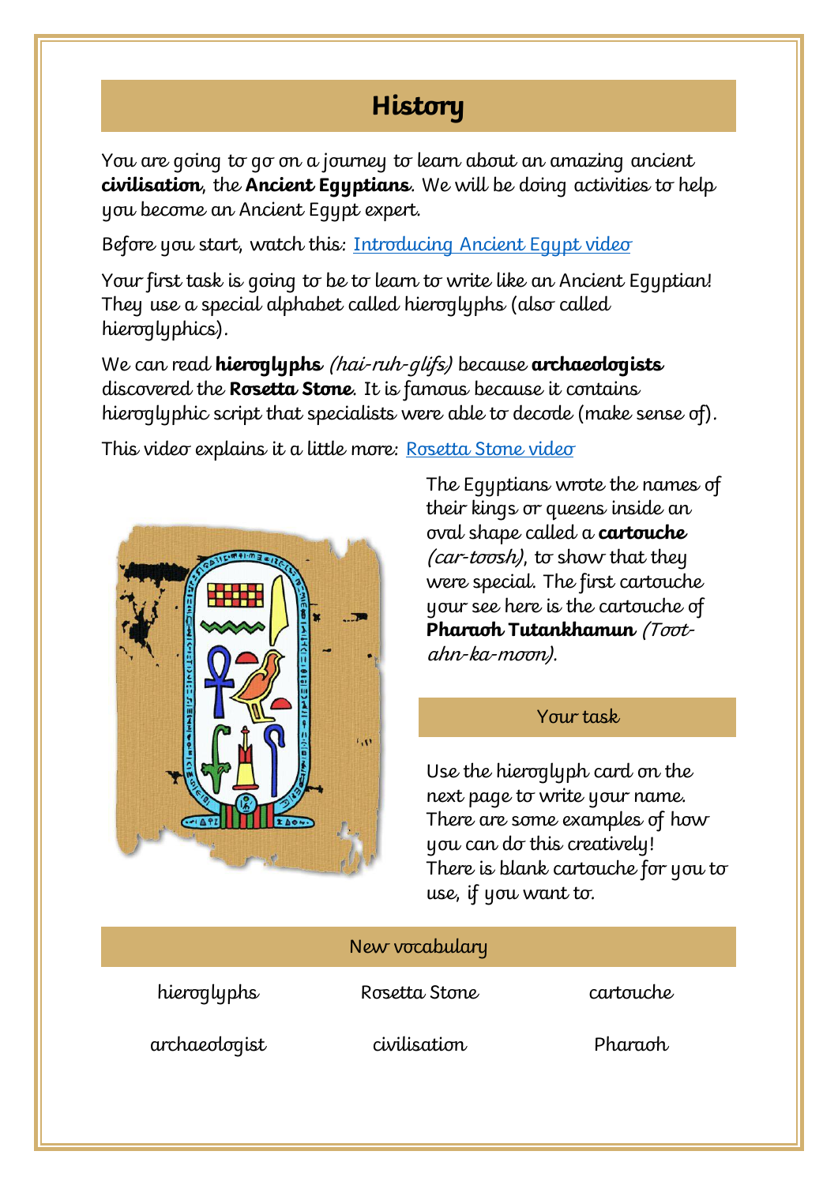# History

You are going to go on a journey to learn about an amazing ancient **civilisation**, the **Ancient Egyptians**. We will be doing activities to help you become an Ancient Egypt expert.

Before you start, watch this: [Introducing Ancient Egypt video]

Your first task is going to be to learn to write like an Ancient Egyptian! They use a special alphabet called hieroglyphs (also called hieroglyphics).

We can read **hieroglyphs** *(hai-ruh-glifs)* because **archaeologists** discovered the **Rosetta Stone**. It is famous because it contains hieroglyphic script that specialists were able to decode (make sense of).

This video explains it a little more: [Rosetta Stone video]

The Egyptians wrote the names of their kings or queens inside an oval shape called a **cartouche** *(car-toosh)*, to show that they were special. The first cartouche your see here is the cartouche of **Pharaoh Tutankhamun** *(Toot-ahn-ka-moon)*.

## Your task

Use the hieroglyph card on the next page to write your name. There are some examples of how you can do this creatively! There is blank cartouche for you to use, if you want to.

## New vocabulary

| | | |
|---|---|---|
| hieroglyphs | Rosetta Stone | cartouche |
| archaeologist | civilisation | Pharaoh |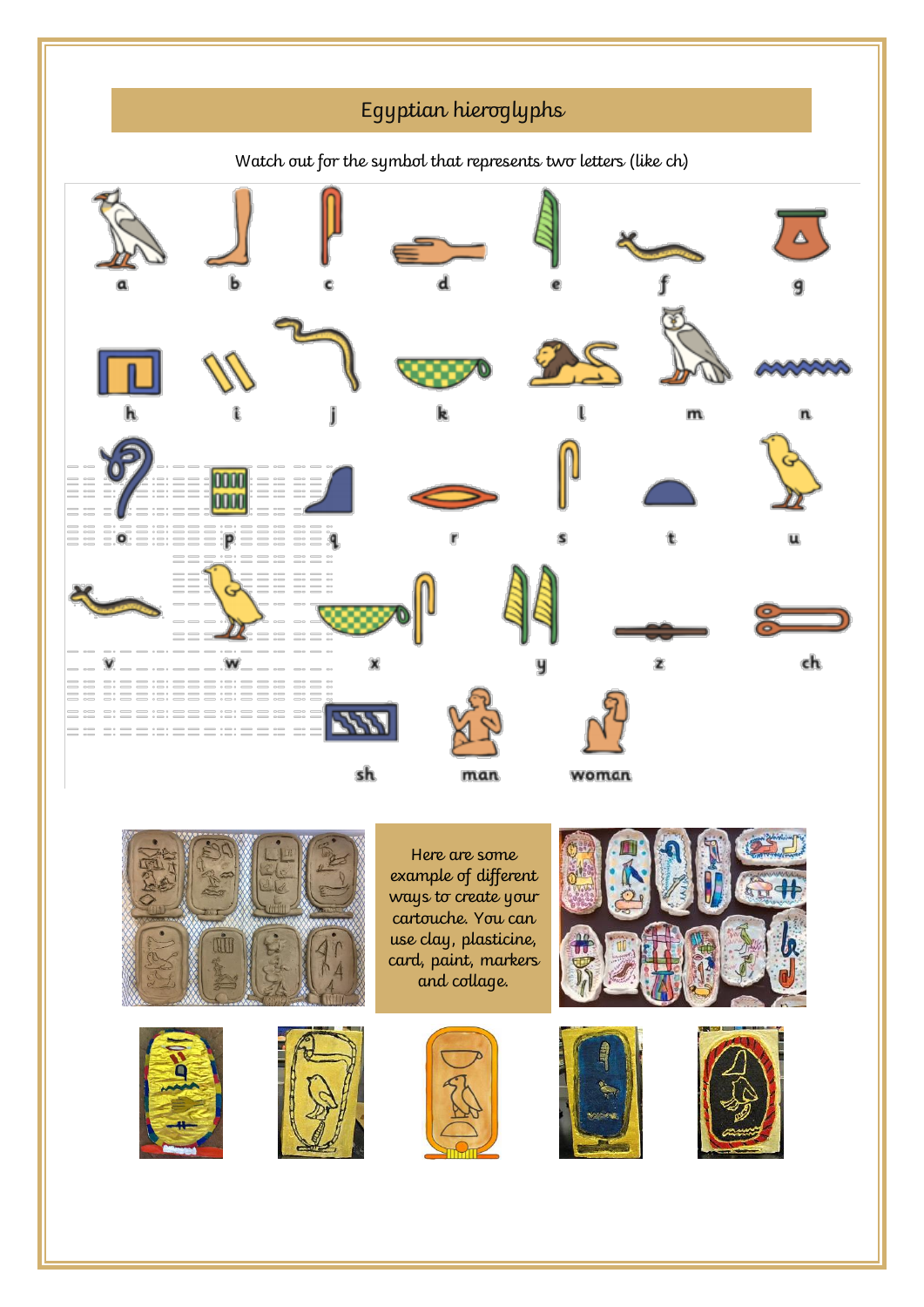# Egyptian hieroglyphs

Watch out for the symbol that represents two letters (like ch)

a b c d e f g

h i j k l m n

o p q r s t u

v w x y z ch

sh man woman

Here are some example of different ways to create your cartouche. You can use clay, plasticine, card, paint, markers and collage.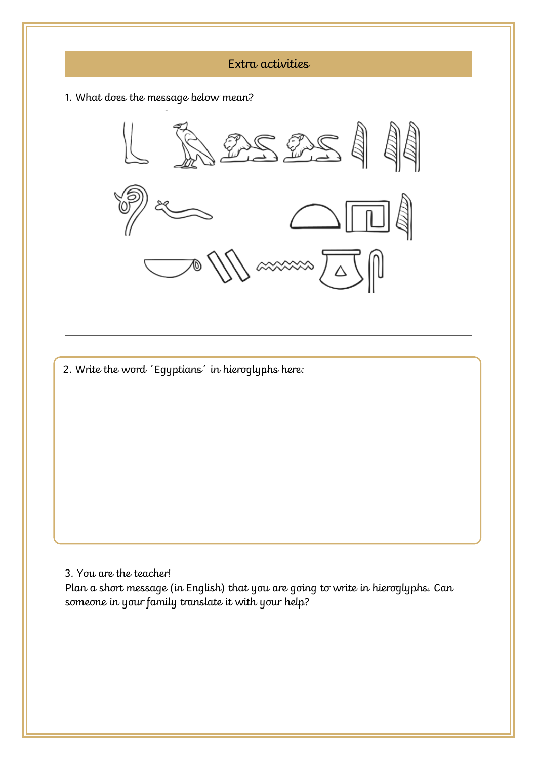## Extra activities

1. What does the message below mean?

---

2. Write the word 'Egyptians' in hieroglyphs here:

3. You are the teacher!
Plan a short message (in English) that you are going to write in hieroglyphs. Can someone in your family translate it with your help?